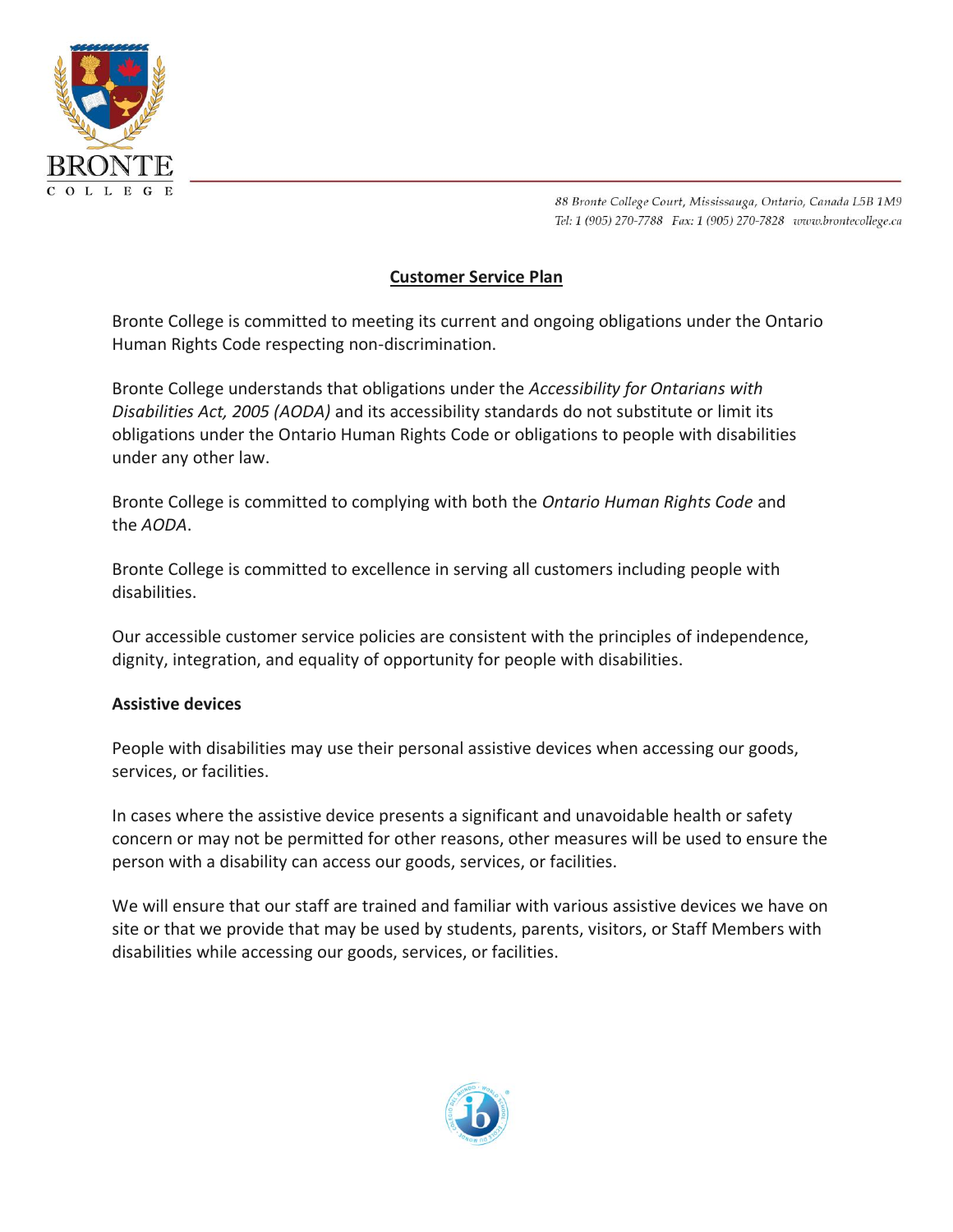BRONTE COLLEGE

88 Bronte College Court, Mississauga, Ontario, Canada L5B 1M9
Tel: 1 (905) 270-7788 Fax: 1 (905) 270-7828 www.brontecollege.ca

# Customer Service Plan

Bronte College is committed to meeting its current and ongoing obligations under the Ontario Human Rights Code respecting non-discrimination.

Bronte College understands that obligations under the *Accessibility for Ontarians with Disabilities Act, 2005 (AODA)* and its accessibility standards do not substitute or limit its obligations under the Ontario Human Rights Code or obligations to people with disabilities under any other law.

Bronte College is committed to complying with both the *Ontario Human Rights Code* and the *AODA*.

Bronte College is committed to excellence in serving all customers including people with disabilities.

Our accessible customer service policies are consistent with the principles of independence, dignity, integration, and equality of opportunity for people with disabilities.

**Assistive devices**

People with disabilities may use their personal assistive devices when accessing our goods, services, or facilities.

In cases where the assistive device presents a significant and unavoidable health or safety concern or may not be permitted for other reasons, other measures will be used to ensure the person with a disability can access our goods, services, or facilities.

We will ensure that our staff are trained and familiar with various assistive devices we have on site or that we provide that may be used by students, parents, visitors, or Staff Members with disabilities while accessing our goods, services, or facilities.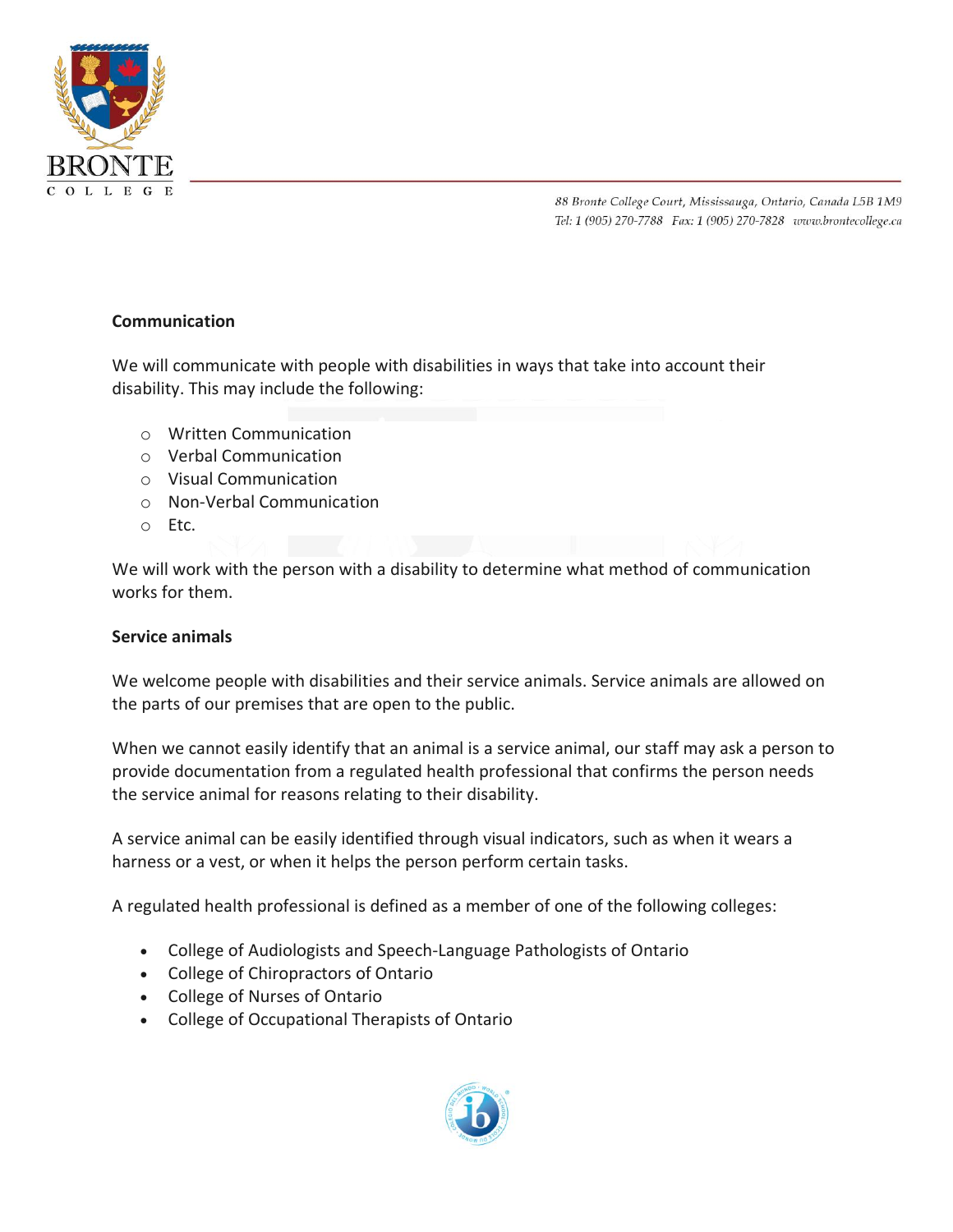**Communication**

We will communicate with people with disabilities in ways that take into account their disability. This may include the following:

- Written Communication
- Verbal Communication
- Visual Communication
- Non-Verbal Communication
- Etc.

We will work with the person with a disability to determine what method of communication works for them.

**Service animals**

We welcome people with disabilities and their service animals. Service animals are allowed on the parts of our premises that are open to the public.

When we cannot easily identify that an animal is a service animal, our staff may ask a person to provide documentation from a regulated health professional that confirms the person needs the service animal for reasons relating to their disability.

A service animal can be easily identified through visual indicators, such as when it wears a harness or a vest, or when it helps the person perform certain tasks.

A regulated health professional is defined as a member of one of the following colleges:

- College of Audiologists and Speech-Language Pathologists of Ontario
- College of Chiropractors of Ontario
- College of Nurses of Ontario
- College of Occupational Therapists of Ontario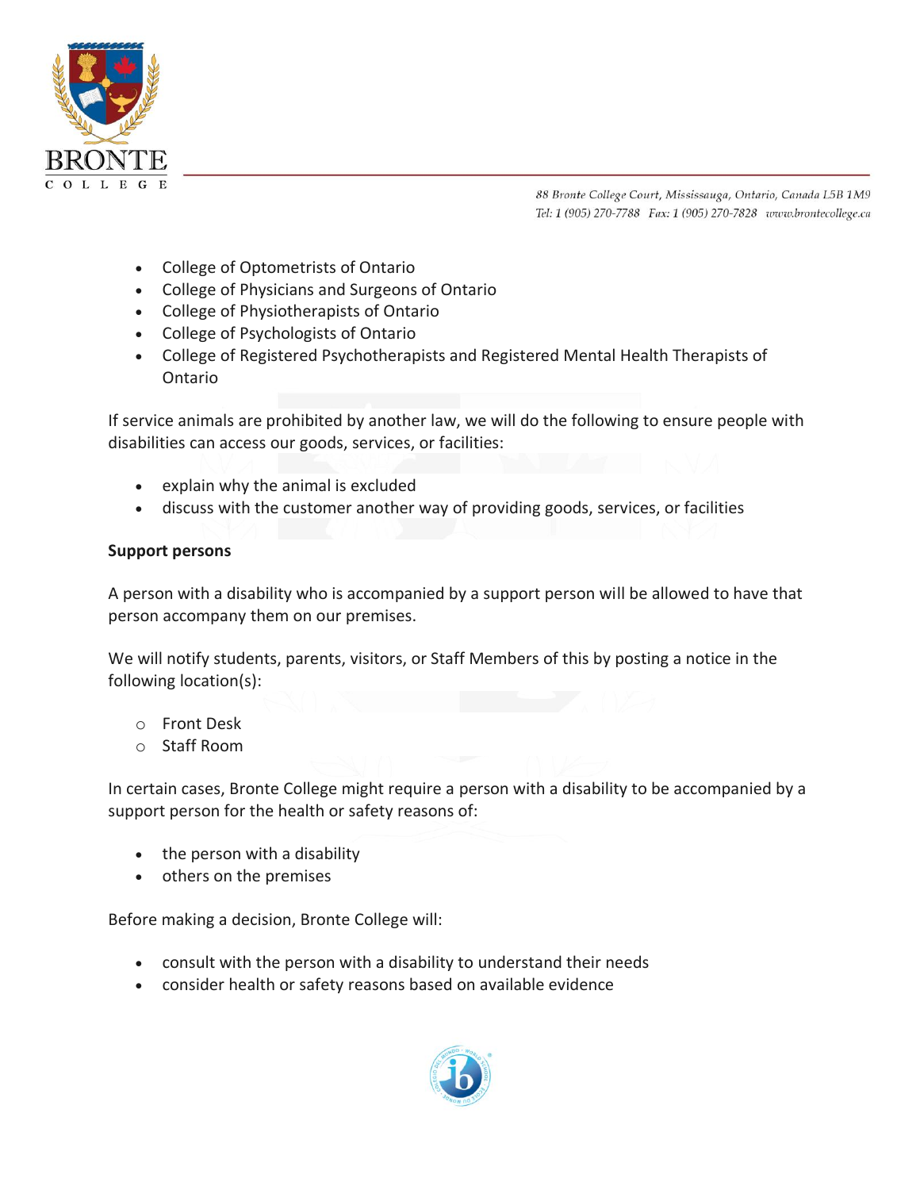- College of Optometrists of Ontario
- College of Physicians and Surgeons of Ontario
- College of Physiotherapists of Ontario
- College of Psychologists of Ontario
- College of Registered Psychotherapists and Registered Mental Health Therapists of Ontario

If service animals are prohibited by another law, we will do the following to ensure people with disabilities can access our goods, services, or facilities:

- explain why the animal is excluded
- discuss with the customer another way of providing goods, services, or facilities

**Support persons**

A person with a disability who is accompanied by a support person will be allowed to have that person accompany them on our premises.

We will notify students, parents, visitors, or Staff Members of this by posting a notice in the following location(s):

- Front Desk
- Staff Room

In certain cases, Bronte College might require a person with a disability to be accompanied by a support person for the health or safety reasons of:

- the person with a disability
- others on the premises

Before making a decision, Bronte College will:

- consult with the person with a disability to understand their needs
- consider health or safety reasons based on available evidence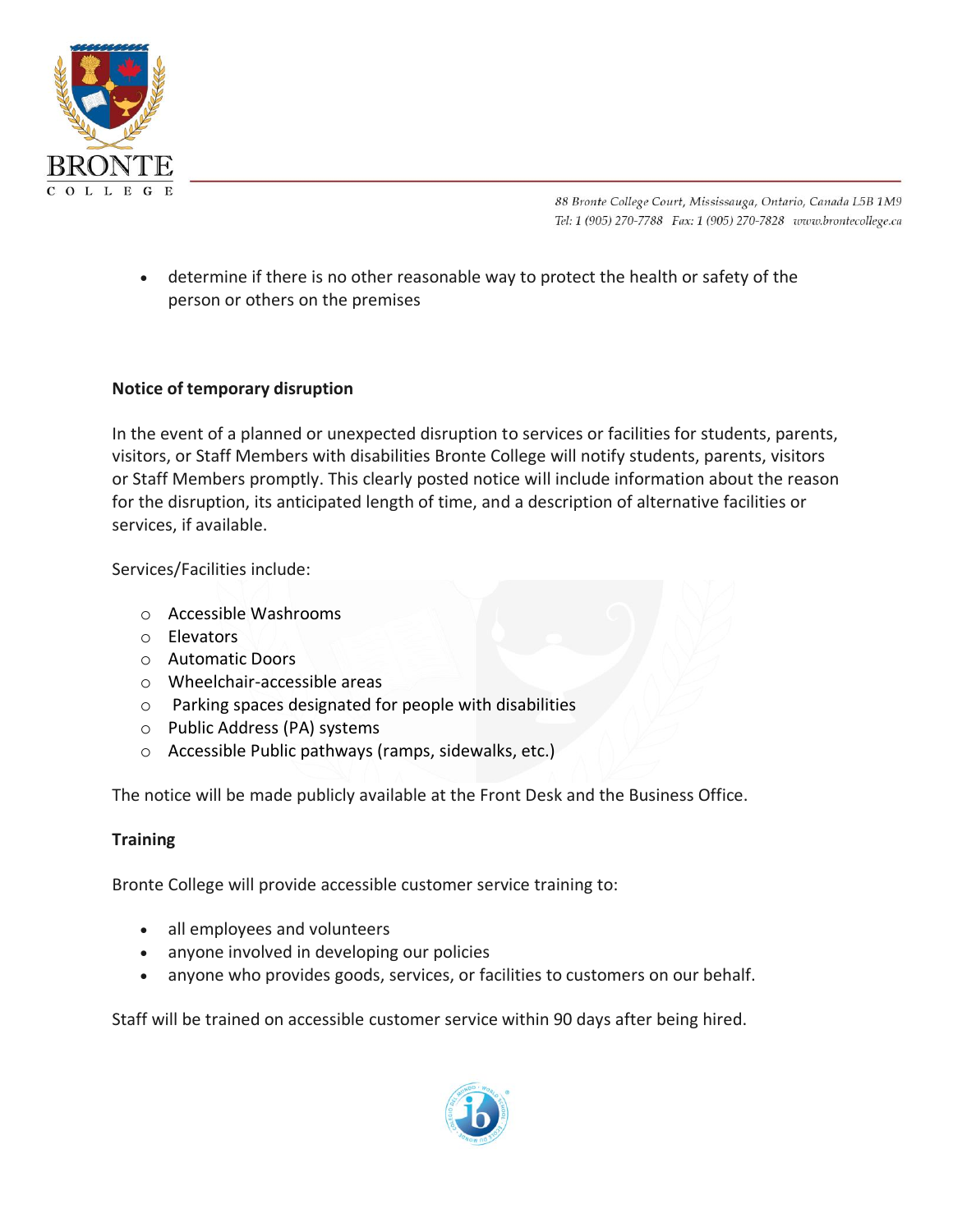- determine if there is no other reasonable way to protect the health or safety of the person or others on the premises

**Notice of temporary disruption**

In the event of a planned or unexpected disruption to services or facilities for students, parents, visitors, or Staff Members with disabilities Bronte College will notify students, parents, visitors or Staff Members promptly. This clearly posted notice will include information about the reason for the disruption, its anticipated length of time, and a description of alternative facilities or services, if available.

Services/Facilities include:

- Accessible Washrooms
- Elevators
- Automatic Doors
- Wheelchair-accessible areas
- Parking spaces designated for people with disabilities
- Public Address (PA) systems
- Accessible Public pathways (ramps, sidewalks, etc.)

The notice will be made publicly available at the Front Desk and the Business Office.

**Training**

Bronte College will provide accessible customer service training to:

- all employees and volunteers
- anyone involved in developing our policies
- anyone who provides goods, services, or facilities to customers on our behalf.

Staff will be trained on accessible customer service within 90 days after being hired.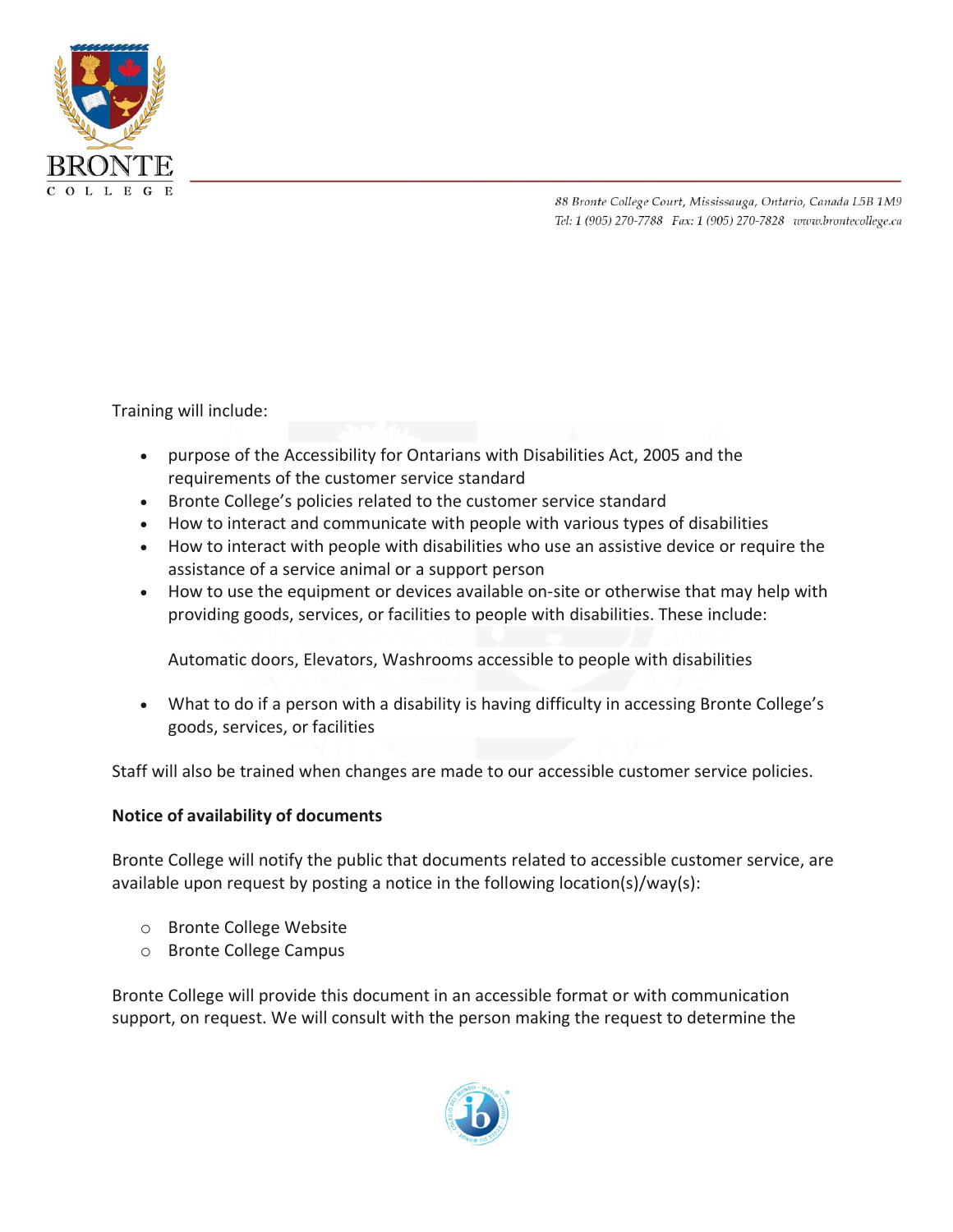Training will include:

- purpose of the Accessibility for Ontarians with Disabilities Act, 2005 and the requirements of the customer service standard
- Bronte College's policies related to the customer service standard
- How to interact and communicate with people with various types of disabilities
- How to interact with people with disabilities who use an assistive device or require the assistance of a service animal or a support person
- How to use the equipment or devices available on-site or otherwise that may help with providing goods, services, or facilities to people with disabilities. These include:

  Automatic doors, Elevators, Washrooms accessible to people with disabilities

- What to do if a person with a disability is having difficulty in accessing Bronte College's goods, services, or facilities

Staff will also be trained when changes are made to our accessible customer service policies.

**Notice of availability of documents**

Bronte College will notify the public that documents related to accessible customer service, are available upon request by posting a notice in the following location(s)/way(s):

- Bronte College Website
- Bronte College Campus

Bronte College will provide this document in an accessible format or with communication support, on request. We will consult with the person making the request to determine the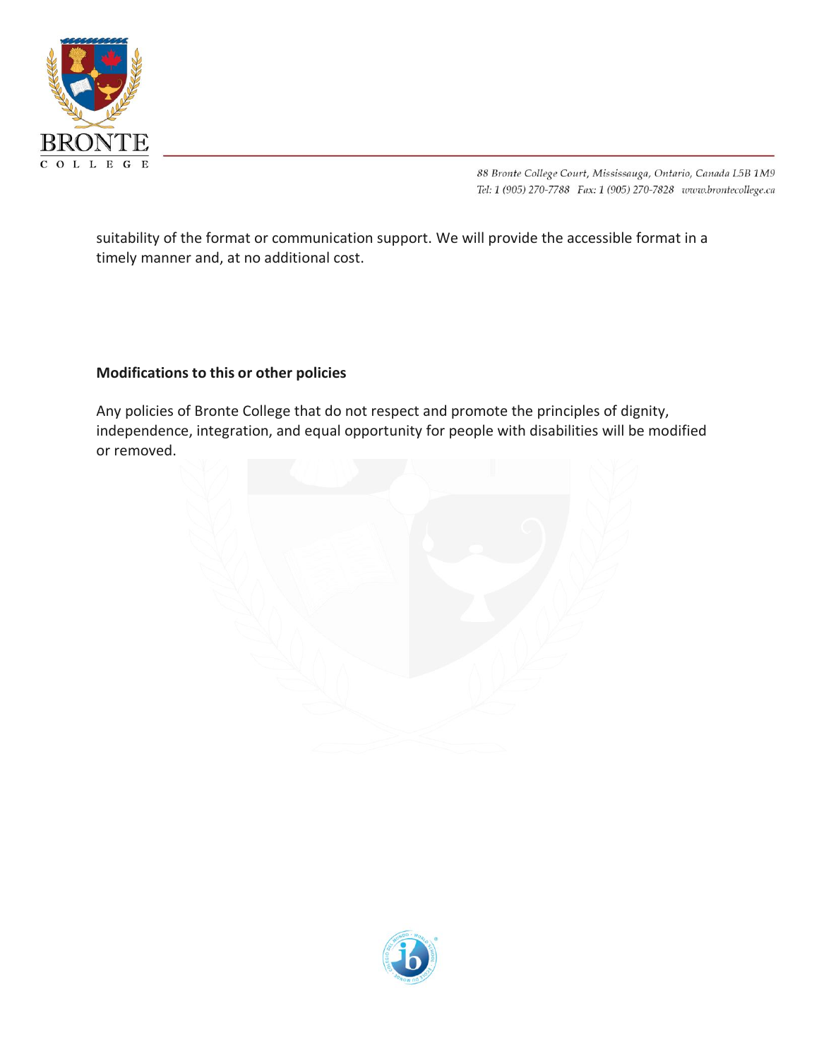suitability of the format or communication support. We will provide the accessible format in a timely manner and, at no additional cost.

### Modifications to this or other policies

Any policies of Bronte College that do not respect and promote the principles of dignity, independence, integration, and equal opportunity for people with disabilities will be modified or removed.